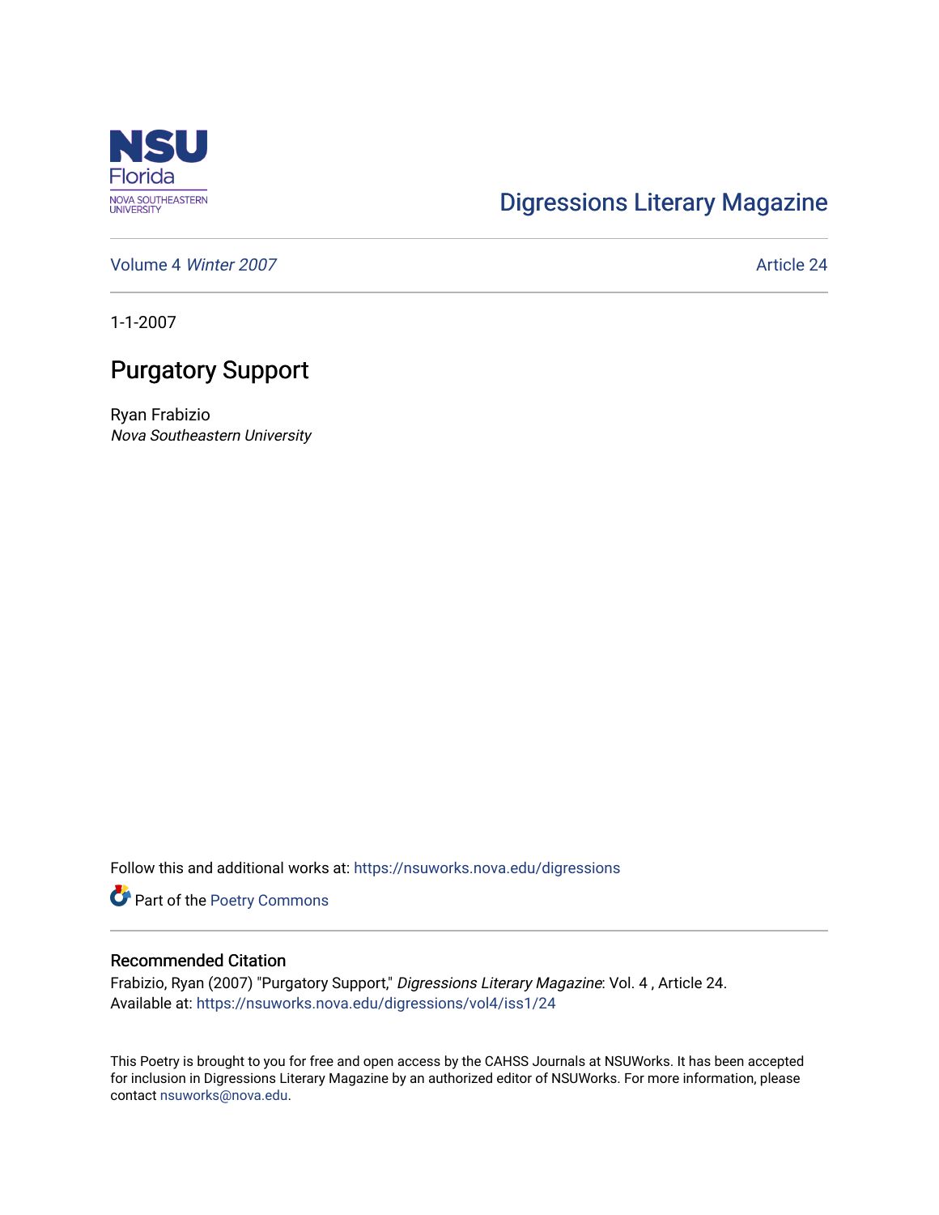Digressions Literary Magazine

Volume 4 *Winter 2007*

Article 24

1-1-2007

# Purgatory Support

Ryan Frabizio
*Nova Southeastern University*

Follow this and additional works at: https://nsuworks.nova.edu/digressions

Part of the Poetry Commons

## Recommended Citation

Frabizio, Ryan (2007) "Purgatory Support," *Digressions Literary Magazine*: Vol. 4 , Article 24.
Available at: https://nsuworks.nova.edu/digressions/vol4/iss1/24

This Poetry is brought to you for free and open access by the CAHSS Journals at NSUWorks. It has been accepted for inclusion in Digressions Literary Magazine by an authorized editor of NSUWorks. For more information, please contact nsuworks@nova.edu.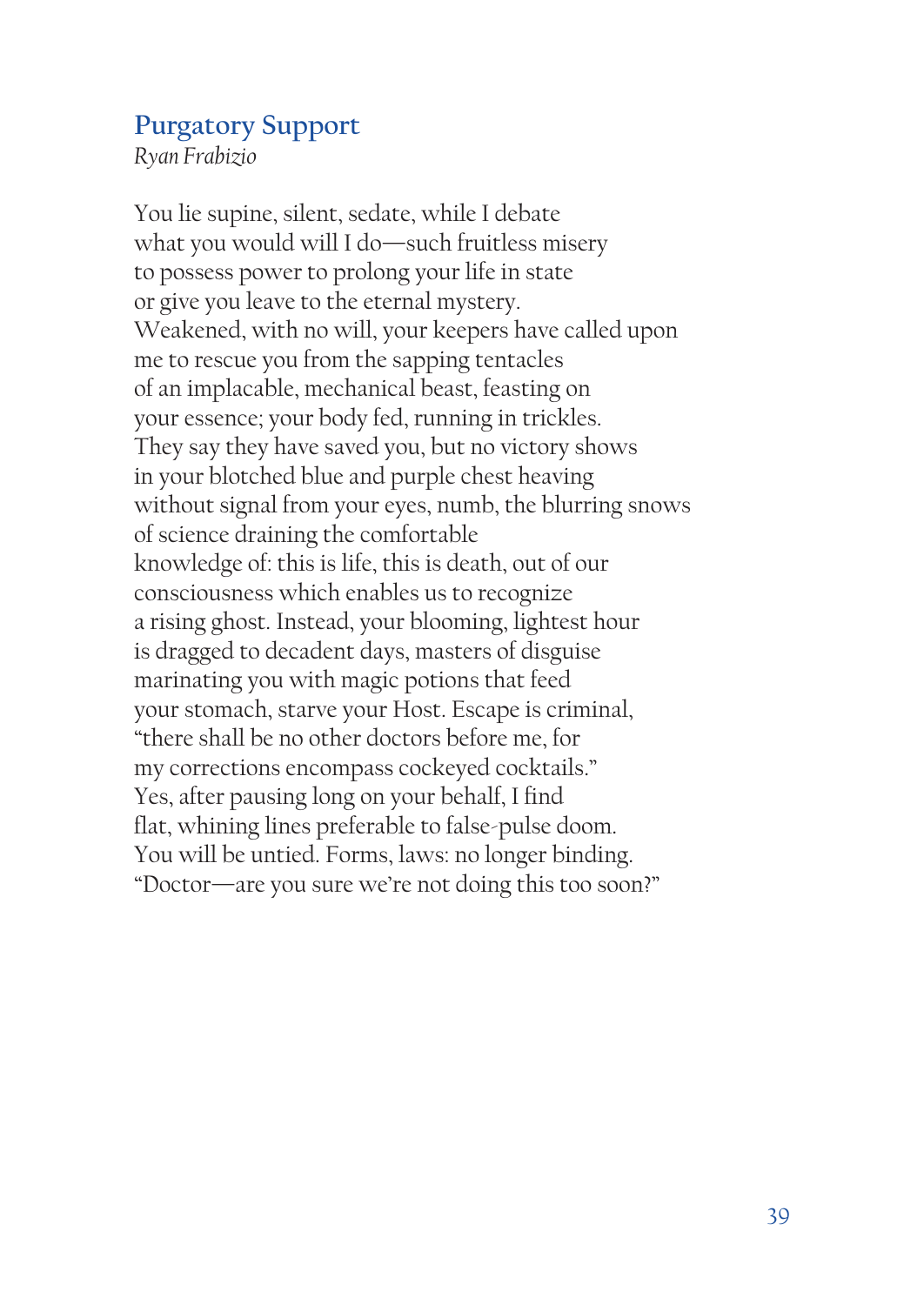## Purgatory Support

*Ryan Frabizio*

You lie supine, silent, sedate, while I debate  
what you would will I do—such fruitless misery  
to possess power to prolong your life in state  
or give you leave to the eternal mystery.  
Weakened, with no will, your keepers have called upon  
me to rescue you from the sapping tentacles  
of an implacable, mechanical beast, feasting on  
your essence; your body fed, running in trickles.  
They say they have saved you, but no victory shows  
in your blotched blue and purple chest heaving  
without signal from your eyes, numb, the blurring snows  
of science draining the comfortable  
knowledge of: this is life, this is death, out of our  
consciousness which enables us to recognize  
a rising ghost. Instead, your blooming, lightest hour  
is dragged to decadent days, masters of disguise  
marinating you with magic potions that feed  
your stomach, starve your Host. Escape is criminal,  
"there shall be no other doctors before me, for  
my corrections encompass cockeyed cocktails."  
Yes, after pausing long on your behalf, I find  
flat, whining lines preferable to false-pulse doom.  
You will be untied. Forms, laws: no longer binding.  
"Doctor—are you sure we're not doing this too soon?"